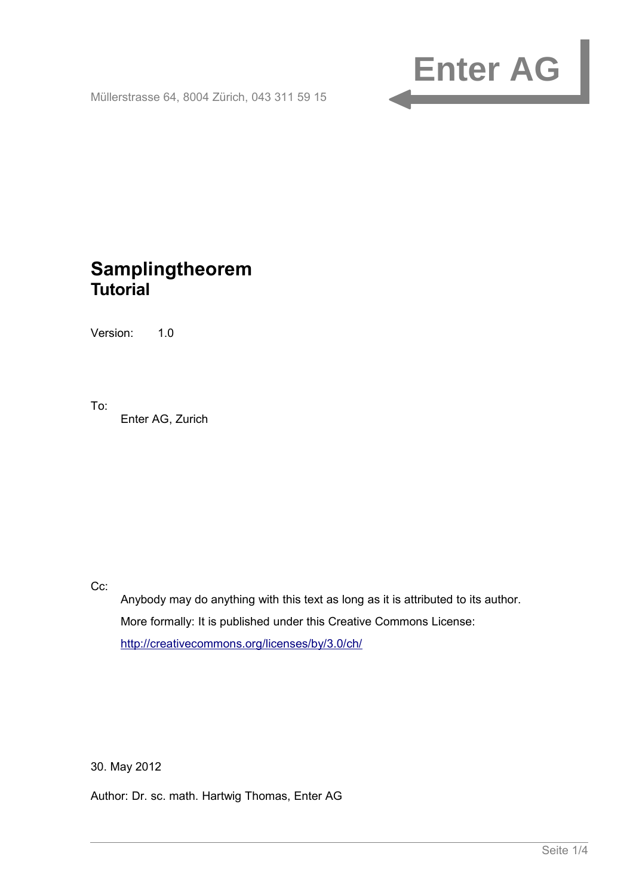**Enter AG**

Müllerstrasse 64, 8004 Zürich, 043 311 59 15

# Samplingtheorem
## Tutorial

Version: 1.0

To:

Enter AG, Zurich

Cc:

Anybody may do anything with this text as long as it is attributed to its author.

More formally: It is published under this Creative Commons License:

http://creativecommons.org/licenses/by/3.0/ch/

30. May 2012

Author: Dr. sc. math. Hartwig Thomas, Enter AG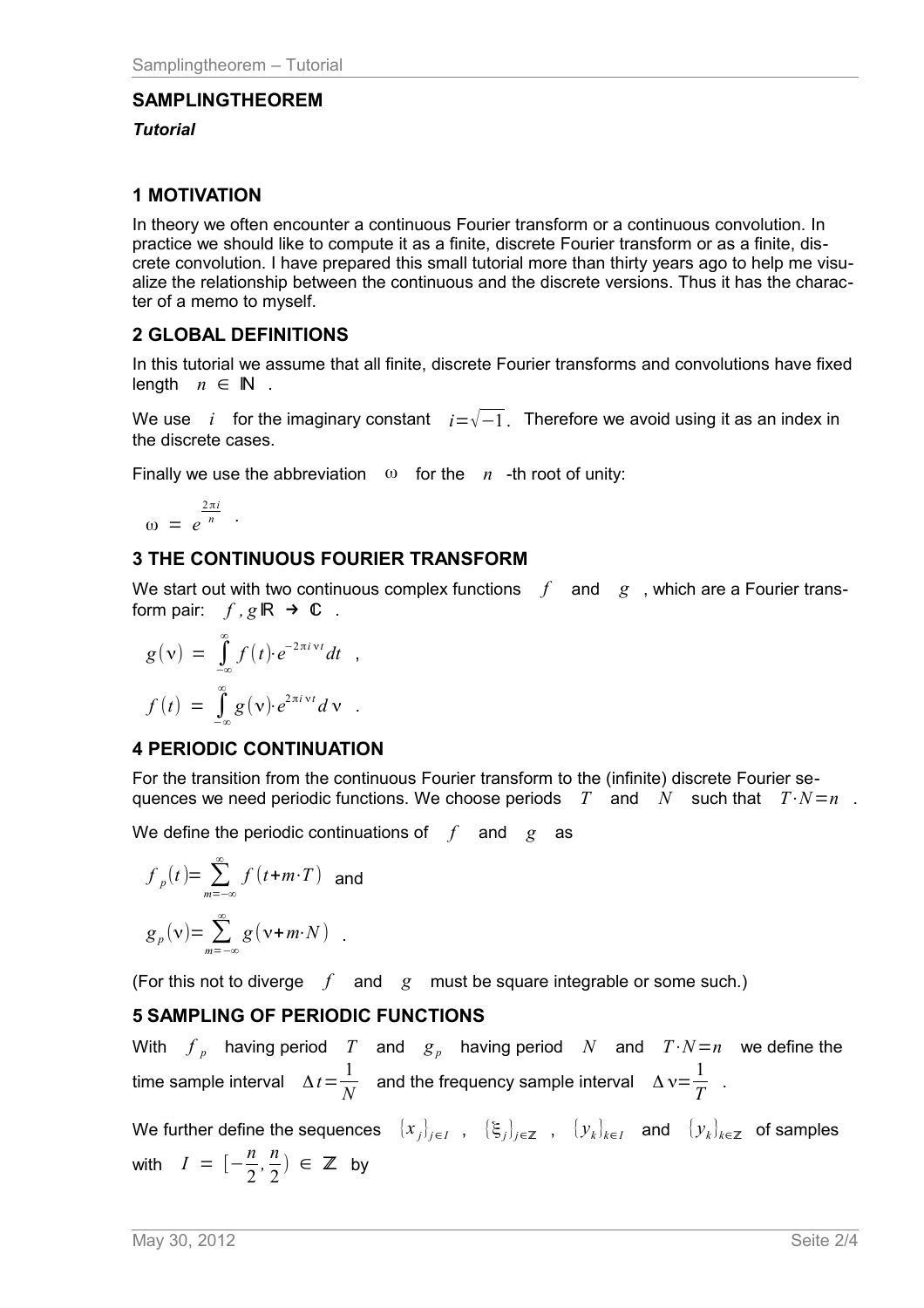## SAMPLINGTHEOREM

*Tutorial*

### 1 MOTIVATION

In theory we often encounter a continuous Fourier transform or a continuous convolution. In practice we should like to compute it as a finite, discrete Fourier transform or as a finite, discrete convolution. I have prepared this small tutorial more than thirty years ago to help me visualize the relationship between the continuous and the discrete versions. Thus it has the character of a memo to myself.

### 2 GLOBAL DEFINITIONS

In this tutorial we assume that all finite, discrete Fourier transforms and convolutions have fixed length $n \in \mathbb{N}$ .

We use $i$ for the imaginary constant $i=\sqrt{-1}$. Therefore we avoid using it as an index in the discrete cases.

Finally we use the abbreviation $\omega$ for the $n$ -th root of unity:

$$\omega = e^{\frac{2\pi i}{n}} \quad .$$

### 3 THE CONTINUOUS FOURIER TRANSFORM

We start out with two continuous complex functions $f$ and $g$ , which are a Fourier transform pair: $f, g \mathbb{R} \rightarrow \mathbb{C}$ .

$$g(\nu) = \int_{-\infty}^{\infty} f(t) \cdot e^{-2\pi i \nu t} dt \quad ,$$

$$f(t) = \int_{-\infty}^{\infty} g(\nu) \cdot e^{2\pi i \nu t} d\nu \quad .$$

### 4 PERIODIC CONTINUATION

For the transition from the continuous Fourier transform to the (infinite) discrete Fourier sequences we need periodic functions. We choose periods $T$ and $N$ such that $T \cdot N = n$ .

We define the periodic continuations of $f$ and $g$ as

$$f_p(t) = \sum_{m=-\infty}^{\infty} f(t + m \cdot T) \quad \text{and}$$

$$g_p(\nu) = \sum_{m=-\infty}^{\infty} g(\nu + m \cdot N) \quad .$$

(For this not to diverge $f$ and $g$ must be square integrable or some such.)

### 5 SAMPLING OF PERIODIC FUNCTIONS

With $f_p$ having period $T$ and $g_p$ having period $N$ and $T \cdot N = n$ we define the time sample interval $\Delta t = \frac{1}{N}$ and the frequency sample interval $\Delta \nu = \frac{1}{T}$ .

We further define the sequences $\{x_j\}_{j \in I}$ , $\{\xi_j\}_{j \in \mathbb{Z}}$ , $\{y_k\}_{k \in I}$ and $\{y_k\}_{k \in \mathbb{Z}}$ of samples with $I = [-\frac{n}{2}, \frac{n}{2}) \in \mathbb{Z}$ by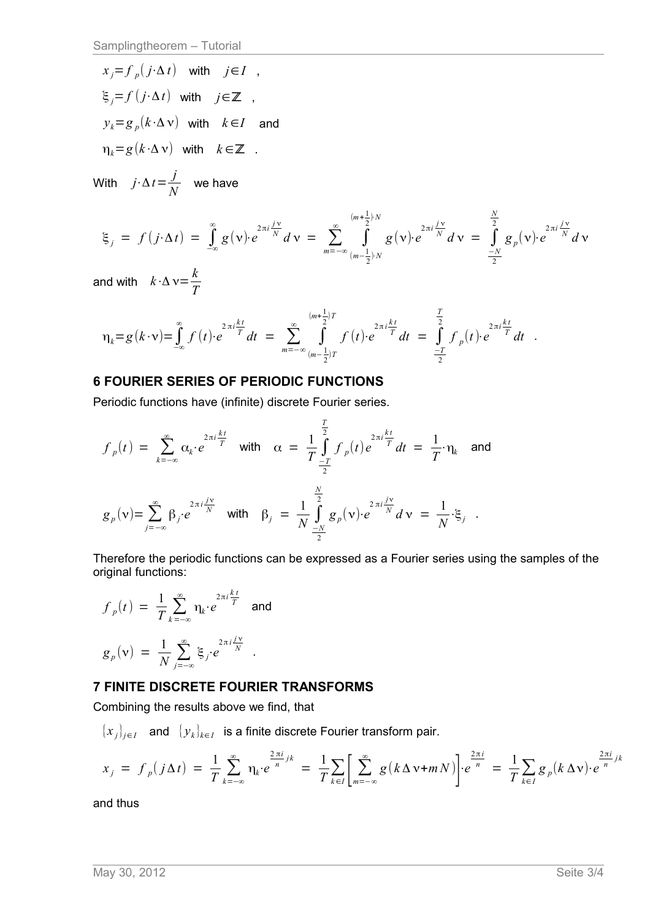$x_j = f_p(j \cdot \Delta t)$ with $j \in I$ ,

$\xi_j = f(j \cdot \Delta t)$ with $j \in \mathbb{Z}$ ,

$y_k = g_p(k \cdot \Delta \nu)$ with $k \in I$ and

$\eta_k = g(k \cdot \Delta \nu)$ with $k \in \mathbb{Z}$ .

With $j \cdot \Delta t = \frac{j}{N}$ we have

$$\xi_j \;=\; f(j \cdot \Delta t) \;=\; \int_{-\infty}^{\infty} g(\nu) \cdot e^{2\pi i \frac{j\nu}{N}} d\nu \;=\; \sum_{m=-\infty}^{\infty} \int_{(m-\frac{1}{2}) \cdot N}^{(m+\frac{1}{2}) \cdot N} g(\nu) \cdot e^{2\pi i \frac{j\nu}{N}} d\nu \;=\; \int_{\frac{-N}{2}}^{\frac{N}{2}} g_p(\nu) \cdot e^{2\pi i \frac{j\nu}{N}} d\nu$$

and with $k \cdot \Delta \nu = \frac{k}{T}$

$$\eta_k = g(k \cdot \nu) = \int_{-\infty}^{\infty} f(t) \cdot e^{2\pi i \frac{kt}{T}} dt \;=\; \sum_{m=-\infty}^{\infty} \int_{(m-\frac{1}{2})T}^{(m+\frac{1}{2})T} f(t) \cdot e^{2\pi i \frac{kt}{T}} dt \;=\; \int_{\frac{-T}{2}}^{\frac{T}{2}} f_p(t) \cdot e^{2\pi i \frac{kt}{T}} dt \quad .$$

## 6 FOURIER SERIES OF PERIODIC FUNCTIONS

Periodic functions have (infinite) discrete Fourier series.

$$f_p(t) \;=\; \sum_{k=-\infty}^{\infty} \alpha_k \cdot e^{2\pi i \frac{kt}{T}} \quad \text{with} \quad \alpha \;=\; \frac{1}{T} \int_{\frac{-T}{2}}^{\frac{T}{2}} f_p(t) e^{2\pi i \frac{kt}{T}} dt \;=\; \frac{1}{T} \cdot \eta_k \quad \text{and}$$

$$g_p(\nu) = \sum_{j=-\infty}^{\infty} \beta_j \cdot e^{2\pi i \frac{j\nu}{N}} \quad \text{with} \quad \beta_j \;=\; \frac{1}{N} \int_{\frac{-N}{2}}^{\frac{N}{2}} g_p(\nu) \cdot e^{2\pi i \frac{j\nu}{N}} d\nu \;=\; \frac{1}{N} \cdot \xi_j \quad .$$

Therefore the periodic functions can be expressed as a Fourier series using the samples of the original functions:

$$f_p(t) \;=\; \frac{1}{T} \sum_{k=-\infty}^{\infty} \eta_k \cdot e^{2\pi i \frac{kt}{T}} \quad \text{and}$$

$$g_p(\nu) \;=\; \frac{1}{N} \sum_{j=-\infty}^{\infty} \xi_j \cdot e^{2\pi i \frac{j\nu}{N}} \quad .$$

## 7 FINITE DISCRETE FOURIER TRANSFORMS

Combining the results above we find, that

$\{x_j\}_{j \in I}$ and $\{y_k\}_{k \in I}$ is a finite discrete Fourier transform pair.

$$x_j \;=\; f_p(j \Delta t) \;=\; \frac{1}{T} \sum_{k=-\infty}^{\infty} \eta_k \cdot e^{\frac{2\pi i}{n} jk} \;=\; \frac{1}{T} \sum_{k \in I} \left[ \sum_{m=-\infty}^{\infty} g(k \Delta \nu + m N) \right] \cdot e^{\frac{2\pi i}{n}} \;=\; \frac{1}{T} \sum_{k \in I} g_p(k \Delta \nu) \cdot e^{\frac{2\pi i}{n} jk}$$

and thus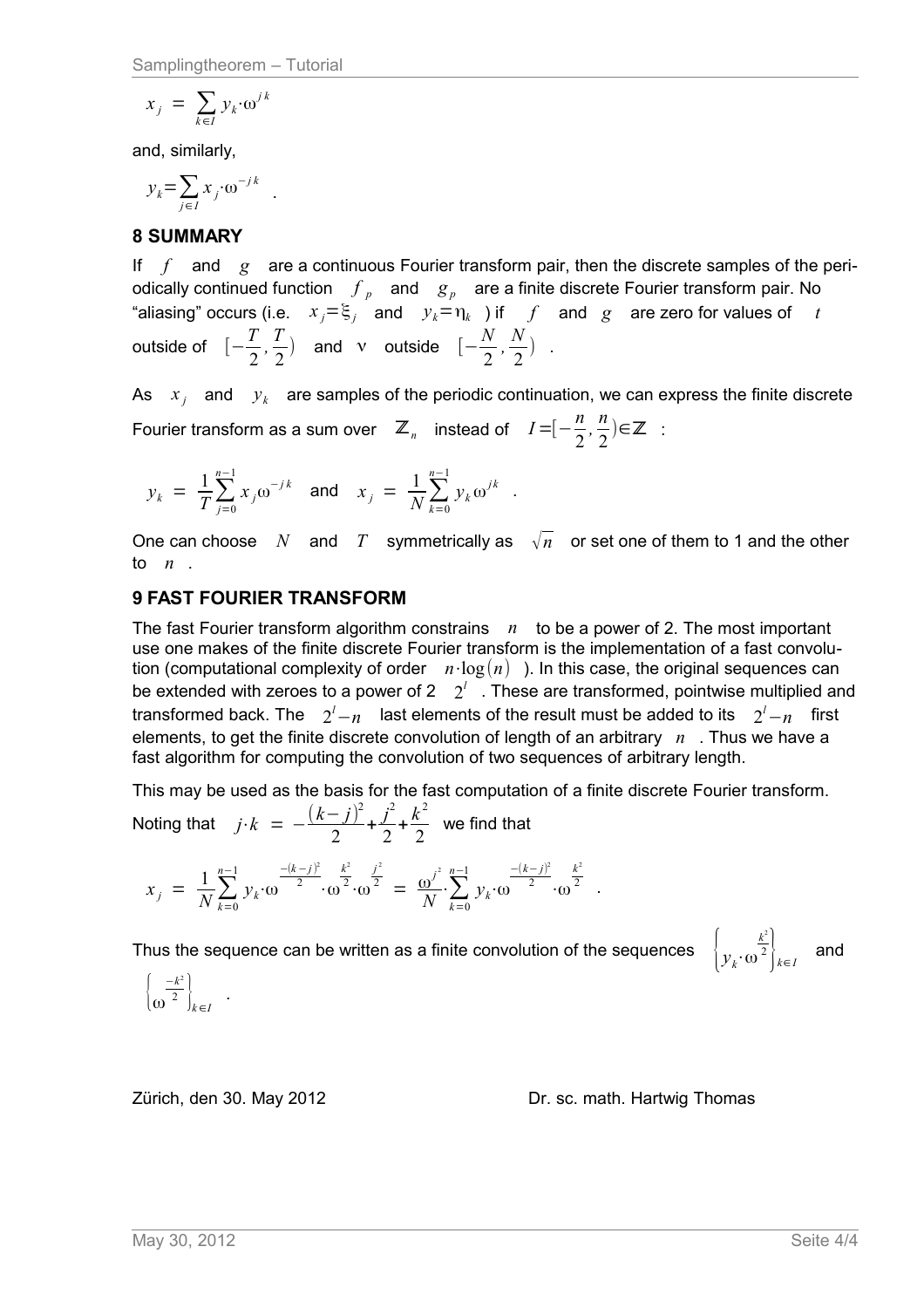$$x_j = \sum_{k\in I} y_k \cdot \omega^{jk}$$

and, similarly,

$$y_k = \sum_{j\in I} x_j \cdot \omega^{-jk} \quad .$$

## 8 SUMMARY

If $f$ and $g$ are a continuous Fourier transform pair, then the discrete samples of the periodically continued function $f_p$ and $g_p$ are a finite discrete Fourier transform pair. No "aliasing" occurs (i.e. $x_j = \xi_j$ and $y_k = \eta_k$ ) if $f$ and $g$ are zero for values of $t$ outside of $[-\frac{T}{2}, \frac{T}{2})$ and $\nu$ outside $[-\frac{N}{2}, \frac{N}{2})$ .

As $x_j$ and $y_k$ are samples of the periodic continuation, we can express the finite discrete Fourier transform as a sum over $\mathbb{Z}_n$ instead of $I = [-\frac{n}{2}, \frac{n}{2}) \in \mathbb{Z}$ :

$$y_k = \frac{1}{T}\sum_{j=0}^{n-1} x_j \omega^{-jk} \quad \text{and} \quad x_j = \frac{1}{N}\sum_{k=0}^{n-1} y_k \omega^{jk} \quad .$$

One can choose $N$ and $T$ symmetrically as $\sqrt{n}$ or set one of them to 1 and the other to $n$ .

## 9 FAST FOURIER TRANSFORM

The fast Fourier transform algorithm constrains $n$ to be a power of 2. The most important use one makes of the finite discrete Fourier transform is the implementation of a fast convolution (computational complexity of order $n \cdot \log(n)$ ). In this case, the original sequences can be extended with zeroes to a power of 2 $2^l$ . These are transformed, pointwise multiplied and transformed back. The $2^l - n$ last elements of the result must be added to its $2^l - n$ first elements, to get the finite discrete convolution of length of an arbitrary $n$ . Thus we have a fast algorithm for computing the convolution of two sequences of arbitrary length.

This may be used as the basis for the fast computation of a finite discrete Fourier transform. Noting that $j \cdot k = -\frac{(k-j)^2}{2} + \frac{j^2}{2} + \frac{k^2}{2}$ we find that

$$x_j = \frac{1}{N}\sum_{k=0}^{n-1} y_k \cdot \omega^{\frac{-(k-j)^2}{2}} \cdot \omega^{\frac{k^2}{2}} \cdot \omega^{\frac{j^2}{2}} = \frac{\omega^{j^2}}{N} \cdot \sum_{k=0}^{n-1} y_k \cdot \omega^{\frac{-(k-j)^2}{2}} \cdot \omega^{\frac{k^2}{2}} \quad .$$

Thus the sequence can be written as a finite convolution of the sequences $\left\{ y_k \cdot \omega^{\frac{k^2}{2}} \right\}_{k\in I}$ and $\left\{ \omega^{\frac{-k^2}{2}} \right\}_{k\in I}$ .

Zürich, den 30. May 2012

Dr. sc. math. Hartwig Thomas